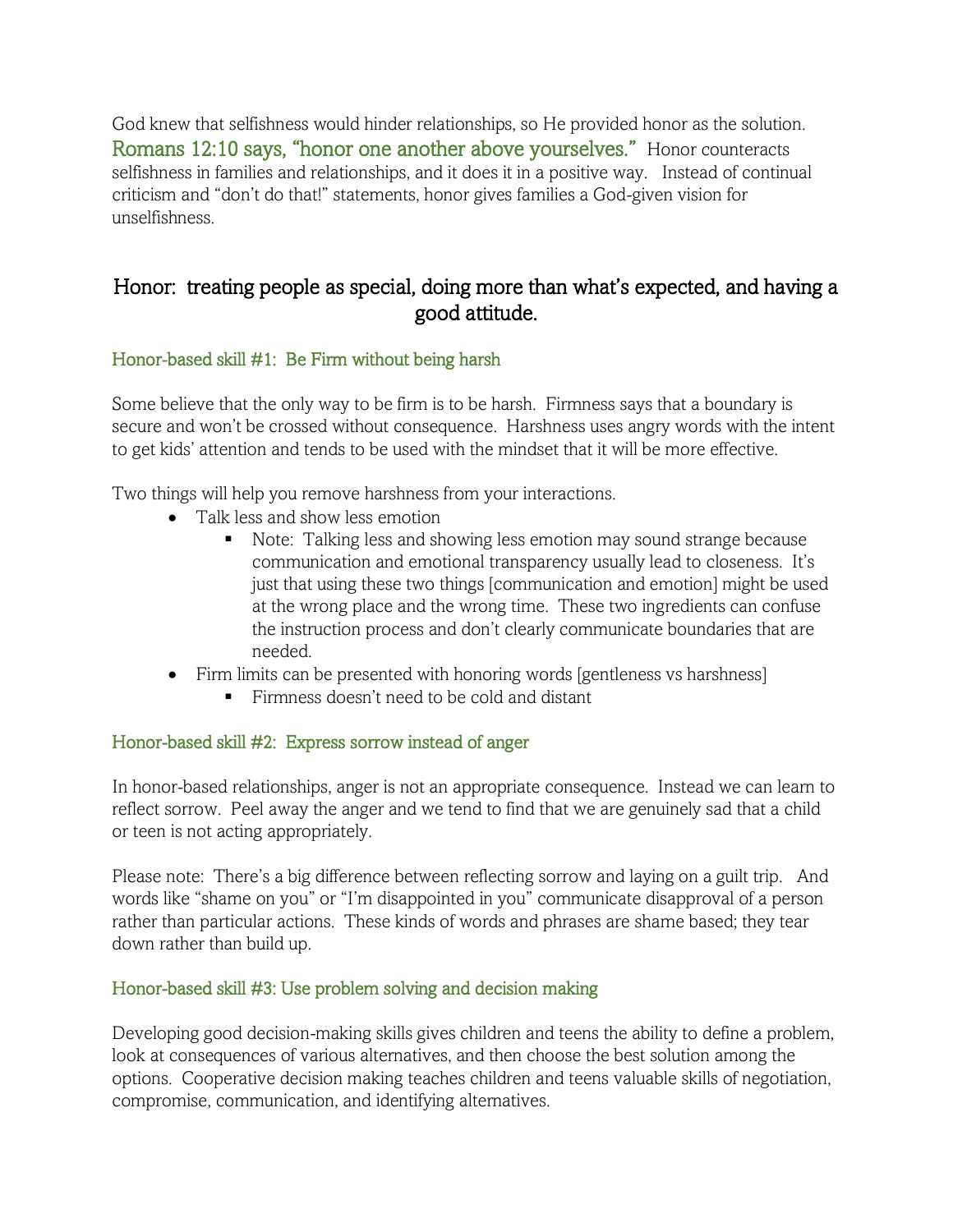God knew that selfishness would hinder relationships, so He provided honor as the solution. Romans 12:10 says, "honor one another above yourselves." Honor counteracts selfishness in families and relationships, and it does it in a positive way. Instead of continual criticism and "don't do that!" statements, honor gives families a God-given vision for unselfishness.

## Honor: treating people as special, doing more than what's expected, and having a good attitude.

### Honor-based skill #1: Be Firm without being harsh

Some believe that the only way to be firm is to be harsh. Firmness says that a boundary is secure and won't be crossed without consequence. Harshness uses angry words with the intent to get kids' attention and tends to be used with the mindset that it will be more effective.

Two things will help you remove harshness from your interactions.

- Talk less and show less emotion
  - Note: Talking less and showing less emotion may sound strange because communication and emotional transparency usually lead to closeness. It's just that using these two things [communication and emotion] might be used at the wrong place and the wrong time. These two ingredients can confuse the instruction process and don't clearly communicate boundaries that are needed.
- Firm limits can be presented with honoring words [gentleness vs harshness]
  - Firmness doesn't need to be cold and distant

### Honor-based skill #2: Express sorrow instead of anger

In honor-based relationships, anger is not an appropriate consequence. Instead we can learn to reflect sorrow. Peel away the anger and we tend to find that we are genuinely sad that a child or teen is not acting appropriately.

Please note: There's a big difference between reflecting sorrow and laying on a guilt trip. And words like "shame on you" or "I'm disappointed in you" communicate disapproval of a person rather than particular actions. These kinds of words and phrases are shame based; they tear down rather than build up.

### Honor-based skill #3: Use problem solving and decision making

Developing good decision-making skills gives children and teens the ability to define a problem, look at consequences of various alternatives, and then choose the best solution among the options. Cooperative decision making teaches children and teens valuable skills of negotiation, compromise, communication, and identifying alternatives.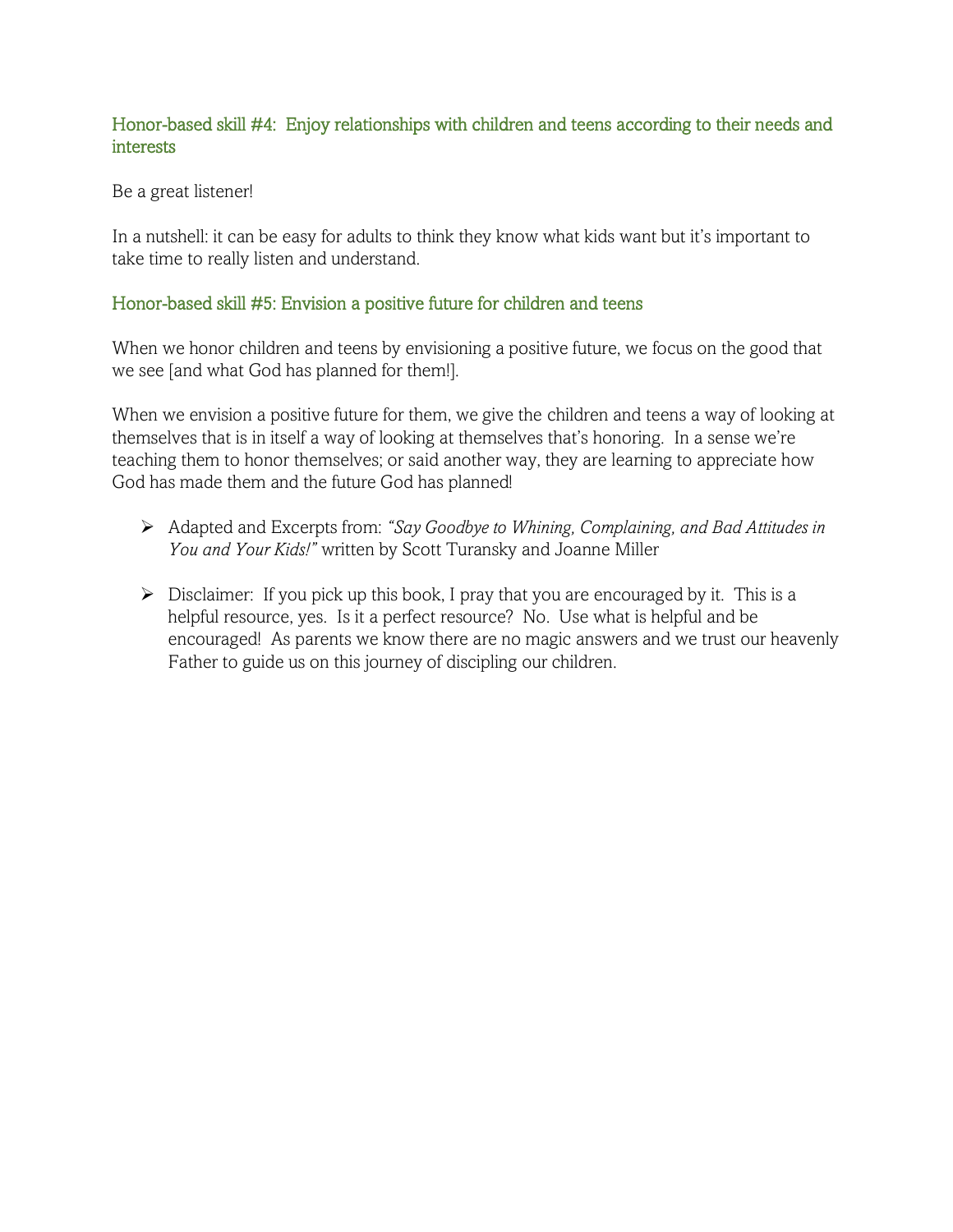## Honor-based skill #4: Enjoy relationships with children and teens according to their needs and interests

Be a great listener!

In a nutshell: it can be easy for adults to think they know what kids want but it's important to take time to really listen and understand.

## Honor-based skill #5: Envision a positive future for children and teens

When we honor children and teens by envisioning a positive future, we focus on the good that we see [and what God has planned for them!].

When we envision a positive future for them, we give the children and teens a way of looking at themselves that is in itself a way of looking at themselves that's honoring. In a sense we're teaching them to honor themselves; or said another way, they are learning to appreciate how God has made them and the future God has planned!

- Adapted and Excerpts from: *"Say Goodbye to Whining, Complaining, and Bad Attitudes in You and Your Kids!"* written by Scott Turansky and Joanne Miller

- Disclaimer: If you pick up this book, I pray that you are encouraged by it. This is a helpful resource, yes. Is it a perfect resource? No. Use what is helpful and be encouraged! As parents we know there are no magic answers and we trust our heavenly Father to guide us on this journey of discipling our children.